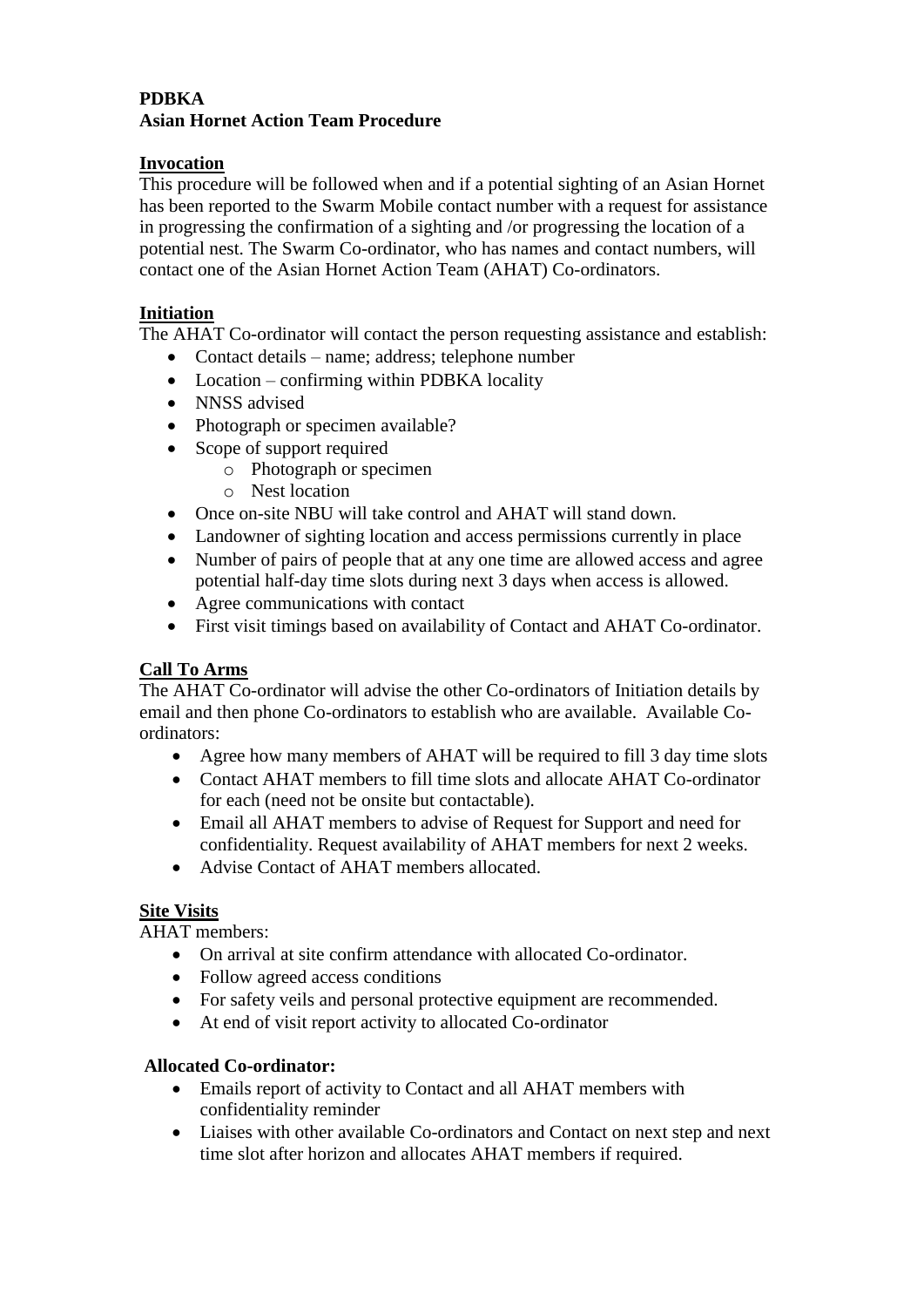**PDBKA**
**Asian Hornet Action Team Procedure**

## Invocation

This procedure will be followed when and if a potential sighting of an Asian Hornet has been reported to the Swarm Mobile contact number with a request for assistance in progressing the confirmation of a sighting and /or progressing the location of a potential nest. The Swarm Co-ordinator, who has names and contact numbers, will contact one of the Asian Hornet Action Team (AHAT) Co-ordinators.

## Initiation

The AHAT Co-ordinator will contact the person requesting assistance and establish:

- Contact details – name; address; telephone number
- Location – confirming within PDBKA locality
- NNSS advised
- Photograph or specimen available?
- Scope of support required
    - Photograph or specimen
    - Nest location
- Once on-site NBU will take control and AHAT will stand down.
- Landowner of sighting location and access permissions currently in place
- Number of pairs of people that at any one time are allowed access and agree potential half-day time slots during next 3 days when access is allowed.
- Agree communications with contact
- First visit timings based on availability of Contact and AHAT Co-ordinator.

## Call To Arms

The AHAT Co-ordinator will advise the other Co-ordinators of Initiation details by email and then phone Co-ordinators to establish who are available. Available Co-ordinators:

- Agree how many members of AHAT will be required to fill 3 day time slots
- Contact AHAT members to fill time slots and allocate AHAT Co-ordinator for each (need not be onsite but contactable).
- Email all AHAT members to advise of Request for Support and need for confidentiality. Request availability of AHAT members for next 2 weeks.
- Advise Contact of AHAT members allocated.

## Site Visits

AHAT members:

- On arrival at site confirm attendance with allocated Co-ordinator.
- Follow agreed access conditions
- For safety veils and personal protective equipment are recommended.
- At end of visit report activity to allocated Co-ordinator

**Allocated Co-ordinator:**

- Emails report of activity to Contact and all AHAT members with confidentiality reminder
- Liaises with other available Co-ordinators and Contact on next step and next time slot after horizon and allocates AHAT members if required.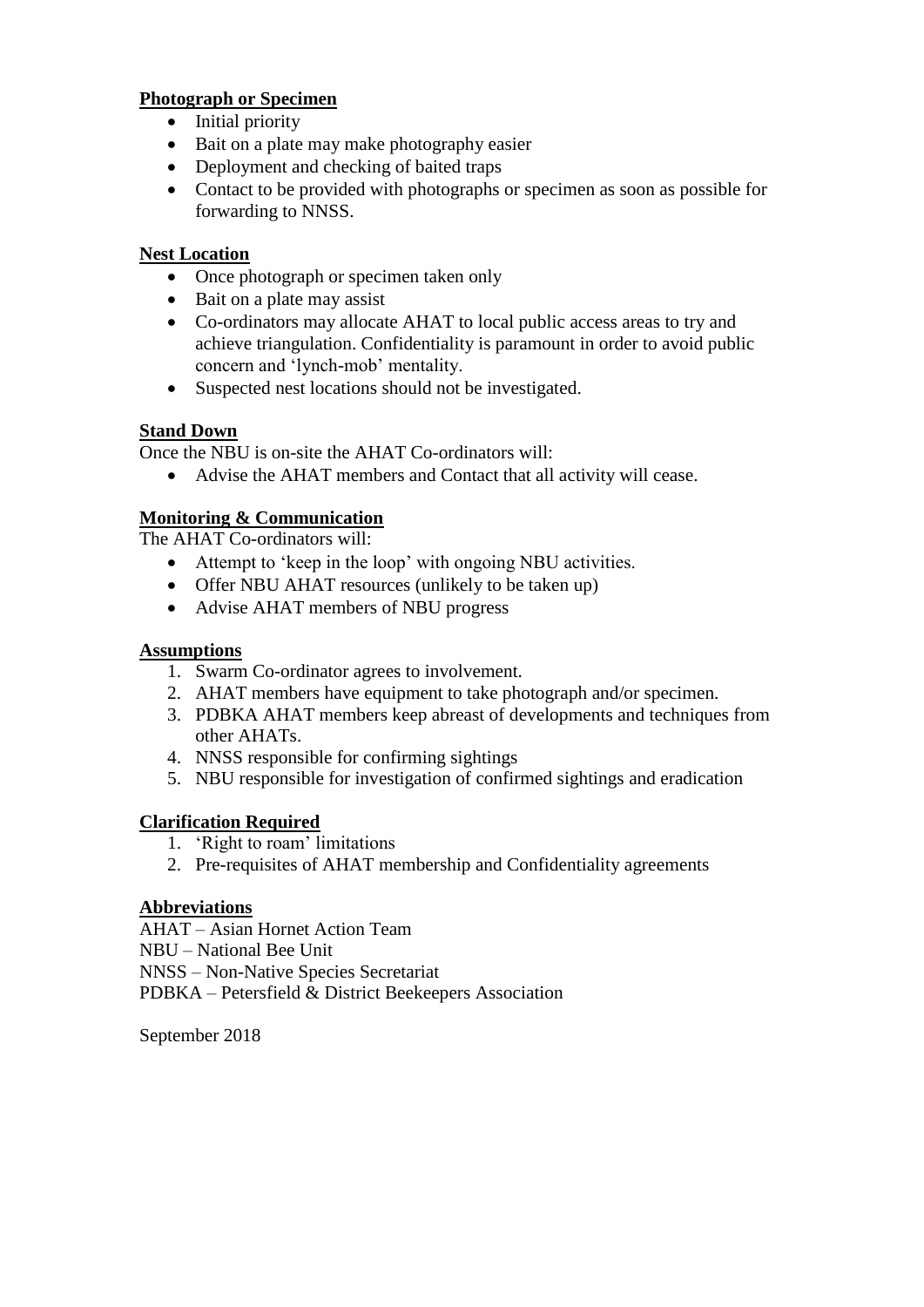**Photograph or Specimen**

- Initial priority
- Bait on a plate may make photography easier
- Deployment and checking of baited traps
- Contact to be provided with photographs or specimen as soon as possible for forwarding to NNSS.

**Nest Location**

- Once photograph or specimen taken only
- Bait on a plate may assist
- Co-ordinators may allocate AHAT to local public access areas to try and achieve triangulation. Confidentiality is paramount in order to avoid public concern and 'lynch-mob' mentality.
- Suspected nest locations should not be investigated.

**Stand Down**

Once the NBU is on-site the AHAT Co-ordinators will:

- Advise the AHAT members and Contact that all activity will cease.

**Monitoring & Communication**

The AHAT Co-ordinators will:

- Attempt to 'keep in the loop' with ongoing NBU activities.
- Offer NBU AHAT resources (unlikely to be taken up)
- Advise AHAT members of NBU progress

**Assumptions**

1. Swarm Co-ordinator agrees to involvement.
2. AHAT members have equipment to take photograph and/or specimen.
3. PDBKA AHAT members keep abreast of developments and techniques from other AHATs.
4. NNSS responsible for confirming sightings
5. NBU responsible for investigation of confirmed sightings and eradication

**Clarification Required**

1. 'Right to roam' limitations
2. Pre-requisites of AHAT membership and Confidentiality agreements

**Abbreviations**

AHAT – Asian Hornet Action Team
NBU – National Bee Unit
NNSS – Non-Native Species Secretariat
PDBKA – Petersfield & District Beekeepers Association

September 2018